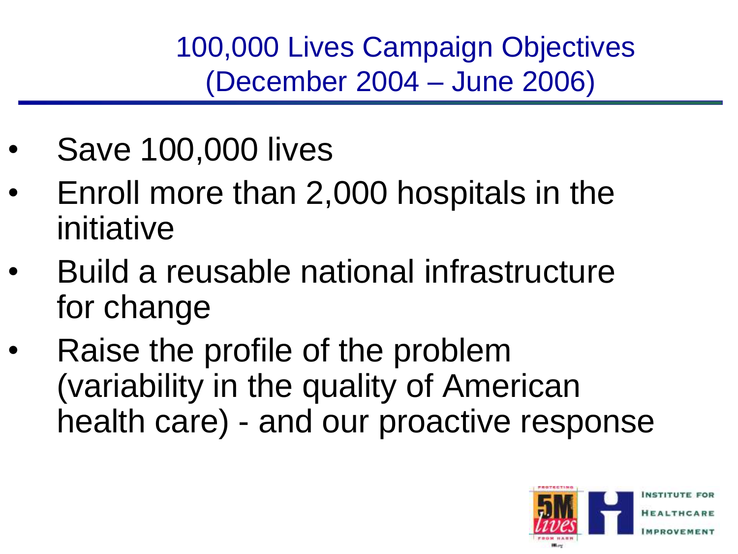# 100,000 Lives Campaign Objectives (December 2004 – June 2006)

- Save 100,000 lives
- Enroll more than 2,000 hospitals in the initiative
- Build a reusable national infrastructure for change
- Raise the profile of the problem (variability in the quality of American health care) - and our proactive response

Institute for Healthcare Improvement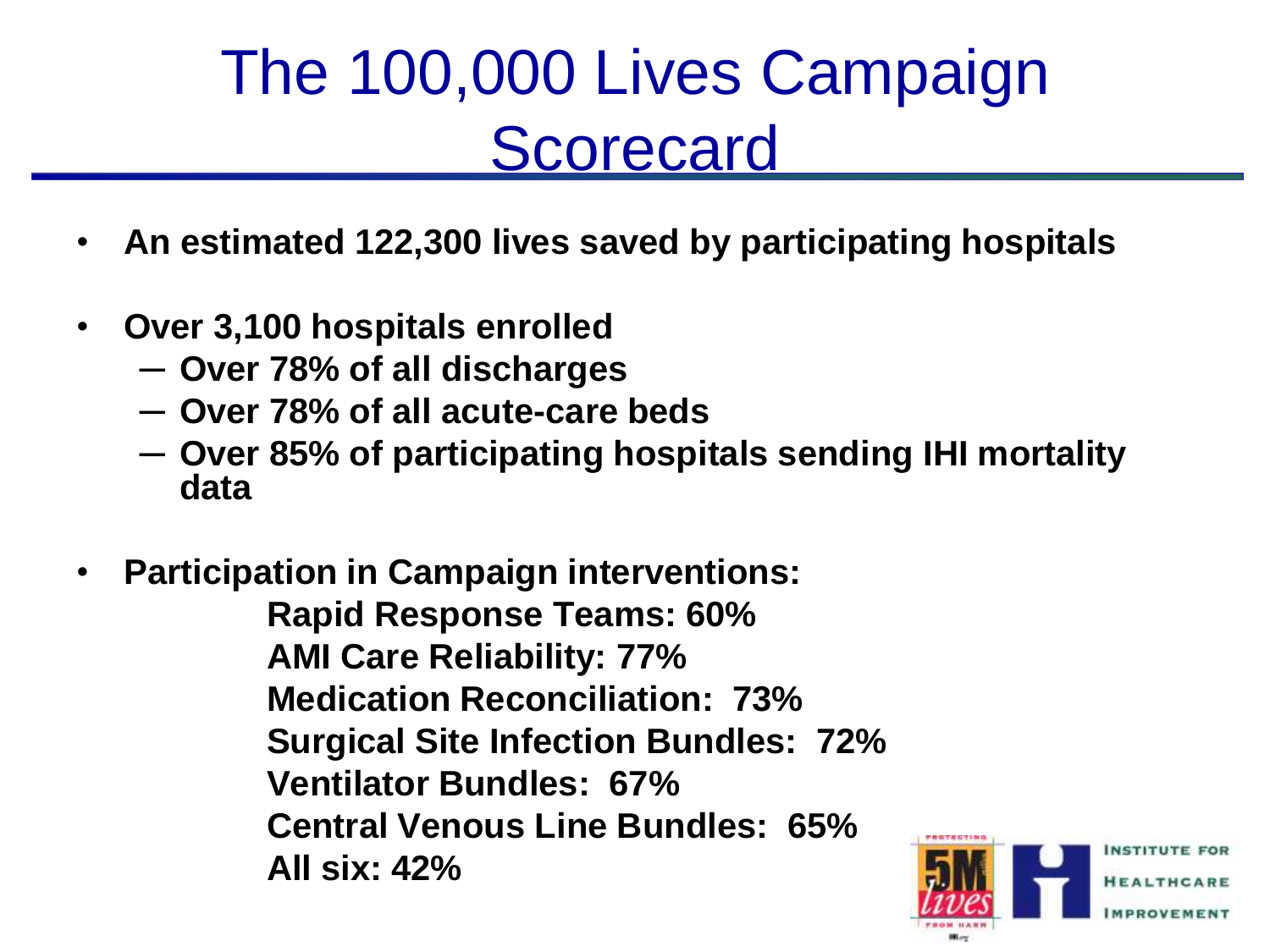# The 100,000 Lives Campaign Scorecard

- **An estimated 122,300 lives saved by participating hospitals**
- **Over 3,100 hospitals enrolled**
  - **Over 78% of all discharges**
  - **Over 78% of all acute-care beds**
  - **Over 85% of participating hospitals sending IHI mortality data**
- **Participation in Campaign interventions:**

  **Rapid Response Teams: 60%**
  **AMI Care Reliability: 77%**
  **Medication Reconciliation: 73%**
  **Surgical Site Infection Bundles: 72%**
  **Ventilator Bundles: 67%**
  **Central Venous Line Bundles: 65%**
  **All six: 42%**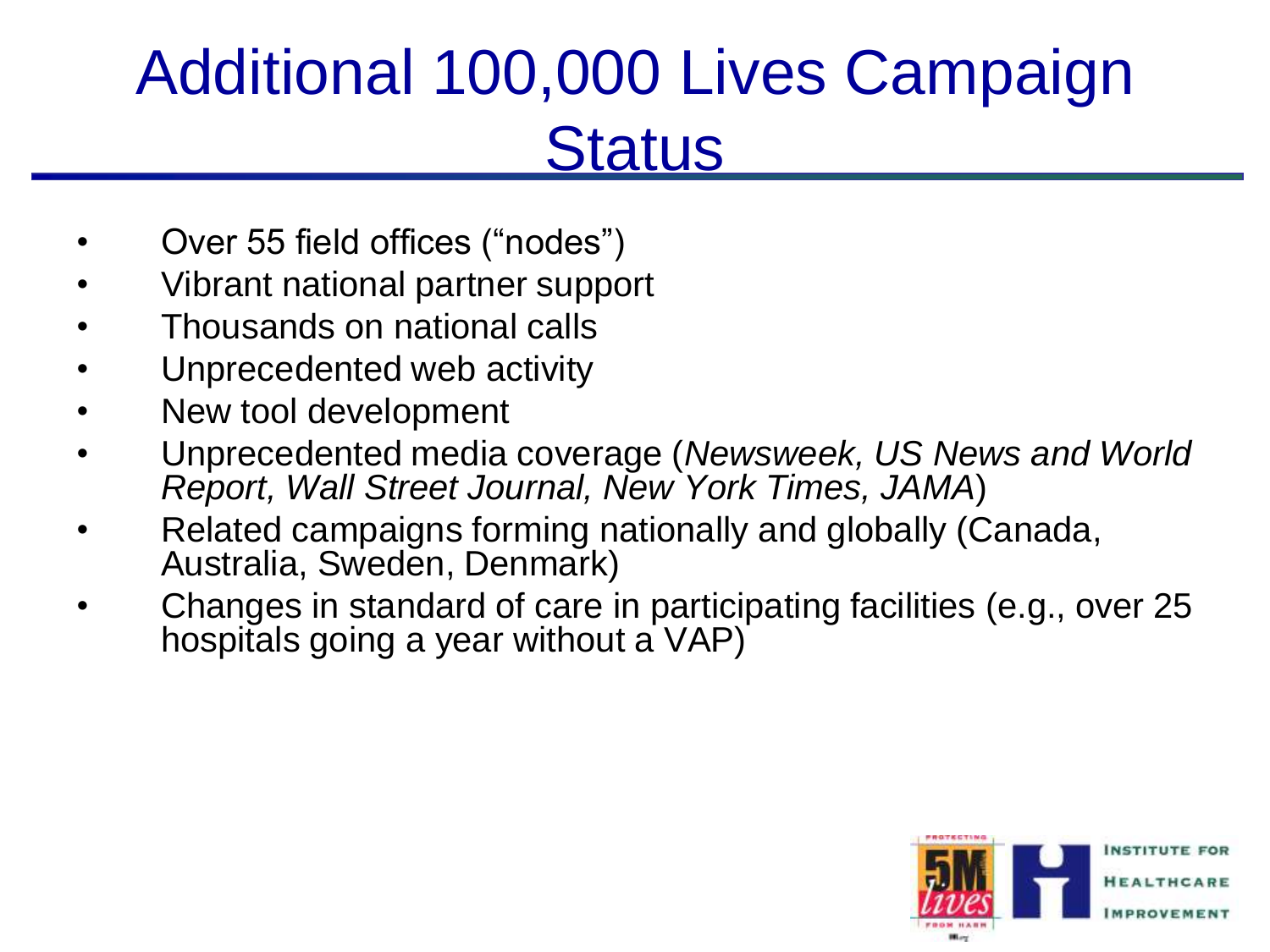# Additional 100,000 Lives Campaign Status

- Over 55 field offices ("nodes")
- Vibrant national partner support
- Thousands on national calls
- Unprecedented web activity
- New tool development
- Unprecedented media coverage (*Newsweek, US News and World Report, Wall Street Journal, New York Times, JAMA*)
- Related campaigns forming nationally and globally (Canada, Australia, Sweden, Denmark)
- Changes in standard of care in participating facilities (e.g., over 25 hospitals going a year without a VAP)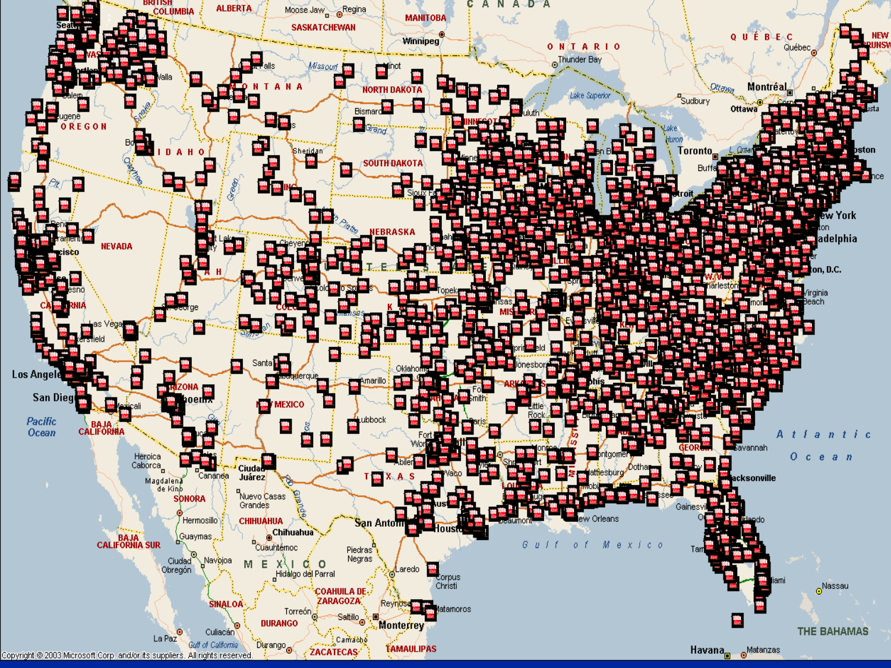Copyright © 2003 Microsoft Corp. and/or its suppliers. All rights reserved.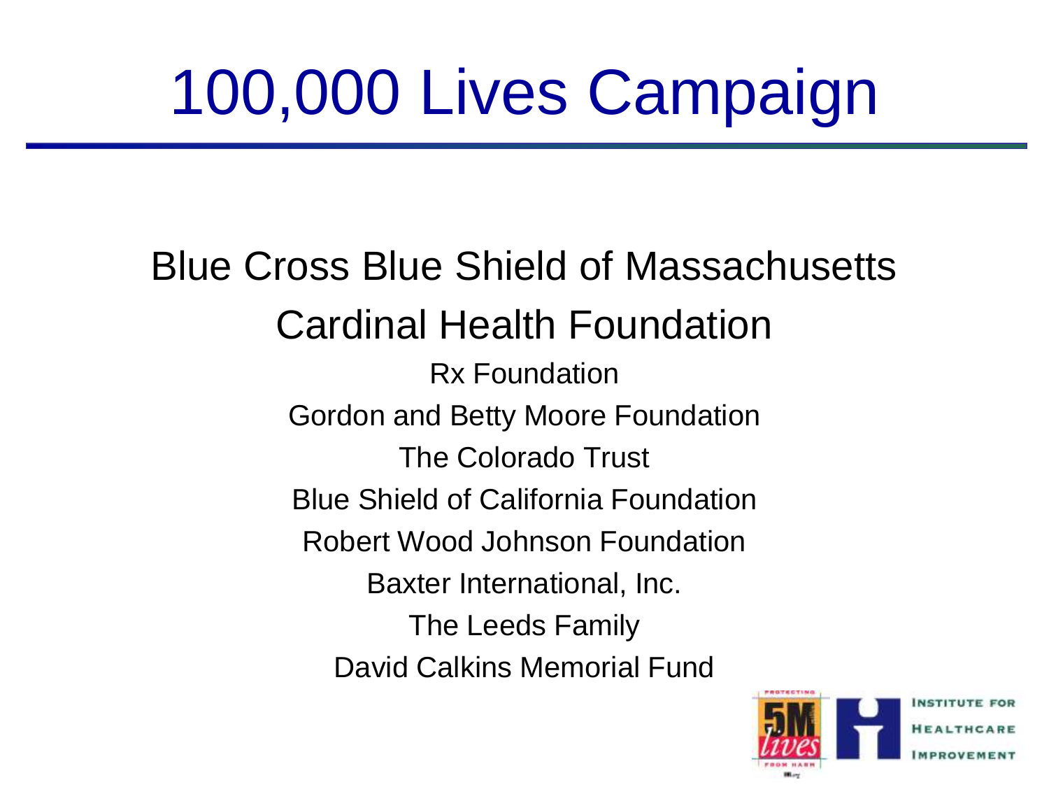# 100,000 Lives Campaign

Blue Cross Blue Shield of Massachusetts

Cardinal Health Foundation

Rx Foundation

Gordon and Betty Moore Foundation

The Colorado Trust

Blue Shield of California Foundation

Robert Wood Johnson Foundation

Baxter International, Inc.

The Leeds Family

David Calkins Memorial Fund